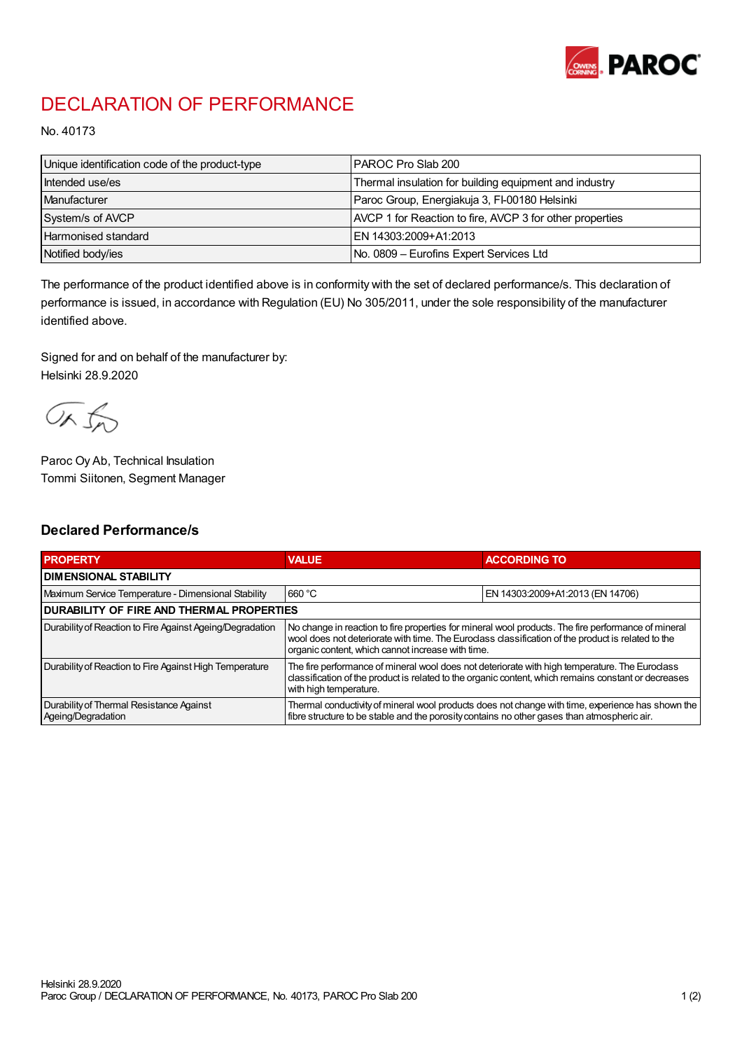# DECLARATION OF PERFORMANCE

No. 40173

| | |
|---|---|
| Unique identification code of the product-type | PAROC Pro Slab 200 |
| Intended use/es | Thermal insulation for building equipment and industry |
| Manufacturer | Paroc Group, Energiakuja 3, FI-00180 Helsinki |
| System/s of AVCP | AVCP 1 for Reaction to fire, AVCP 3 for other properties |
| Harmonised standard | EN 14303:2009+A1:2013 |
| Notified body/ies | No. 0809 – Eurofins Expert Services Ltd |

The performance of the product identified above is in conformity with the set of declared performance/s. This declaration of performance is issued, in accordance with Regulation (EU) No 305/2011, under the sole responsibility of the manufacturer identified above.

Signed for and on behalf of the manufacturer by:
Helsinki 28.9.2020

Paroc Oy Ab, Technical Insulation
Tommi Siitonen, Segment Manager

## Declared Performance/s

| PROPERTY | VALUE | ACCORDING TO |
|---|---|---|
| **DIMENSIONAL STABILITY** | | |
| Maximum Service Temperature - Dimensional Stability | 660 °C | EN 14303:2009+A1:2013 (EN 14706) |
| **DURABILITY OF FIRE AND THERMAL PROPERTIES** | | |
| Durability of Reaction to Fire Against Ageing/Degradation | No change in reaction to fire properties for mineral wool products. The fire performance of mineral wool does not deteriorate with time. The Euroclass classification of the product is related to the organic content, which cannot increase with time. | |
| Durability of Reaction to Fire Against High Temperature | The fire performance of mineral wool does not deteriorate with high temperature. The Euroclass classification of the product is related to the organic content, which remains constant or decreases with high temperature. | |
| Durability of Thermal Resistance Against Ageing/Degradation | Thermal conductivity of mineral wool products does not change with time, experience has shown the fibre structure to be stable and the porosity contains no other gases than atmospheric air. | |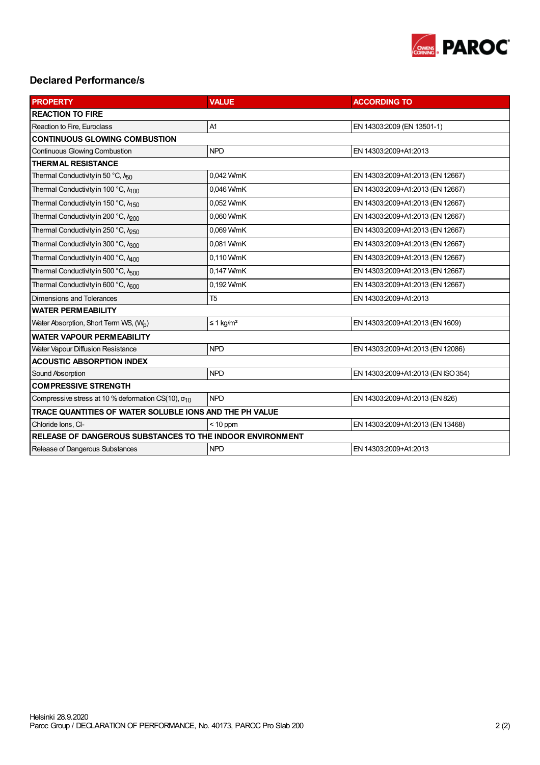## Declared Performance/s

| PROPERTY | VALUE | ACCORDING TO |
|---|---|---|
| **REACTION TO FIRE** | | |
| Reaction to Fire, Euroclass | A1 | EN 14303:2009 (EN 13501-1) |
| **CONTINUOUS GLOWING COMBUSTION** | | |
| Continuous Glowing Combustion | NPD | EN 14303:2009+A1:2013 |
| **THERMAL RESISTANCE** | | |
| Thermal Conductivity in 50 °C, $\lambda_{50}$ | 0,042 W/mK | EN 14303:2009+A1:2013 (EN 12667) |
| Thermal Conductivity in 100 °C, $\lambda_{100}$ | 0,046 W/mK | EN 14303:2009+A1:2013 (EN 12667) |
| Thermal Conductivity in 150 °C, $\lambda_{150}$ | 0,052 W/mK | EN 14303:2009+A1:2013 (EN 12667) |
| Thermal Conductivity in 200 °C, $\lambda_{200}$ | 0,060 W/mK | EN 14303:2009+A1:2013 (EN 12667) |
| Thermal Conductivity in 250 °C, $\lambda_{250}$ | 0,069 W/mK | EN 14303:2009+A1:2013 (EN 12667) |
| Thermal Conductivity in 300 °C, $\lambda_{300}$ | 0,081 W/mK | EN 14303:2009+A1:2013 (EN 12667) |
| Thermal Conductivity in 400 °C, $\lambda_{400}$ | 0,110 W/mK | EN 14303:2009+A1:2013 (EN 12667) |
| Thermal Conductivity in 500 °C, $\lambda_{500}$ | 0,147 W/mK | EN 14303:2009+A1:2013 (EN 12667) |
| Thermal Conductivity in 600 °C, $\lambda_{600}$ | 0,192 W/mK | EN 14303:2009+A1:2013 (EN 12667) |
| Dimensions and Tolerances | T5 | EN 14303:2009+A1:2013 |
| **WATER PERMEABILITY** | | |
| Water Absorption, Short Term WS, ($W_p$) | ≤ 1 kg/m² | EN 14303:2009+A1:2013 (EN 1609) |
| **WATER VAPOUR PERMEABILITY** | | |
| Water Vapour Diffusion Resistance | NPD | EN 14303:2009+A1:2013 (EN 12086) |
| **ACOUSTIC ABSORPTION INDEX** | | |
| Sound Absorption | NPD | EN 14303:2009+A1:2013 (EN ISO 354) |
| **COMPRESSIVE STRENGTH** | | |
| Compressive stress at 10 % deformation CS(10), $\sigma_{10}$ | NPD | EN 14303:2009+A1:2013 (EN 826) |
| **TRACE QUANTITIES OF WATER SOLUBLE IONS AND THE PH VALUE** | | |
| Chloride Ions, Cl- | < 10 ppm | EN 14303:2009+A1:2013 (EN 13468) |
| **RELEASE OF DANGEROUS SUBSTANCES TO THE INDOOR ENVIRONMENT** | | |
| Release of Dangerous Substances | NPD | EN 14303:2009+A1:2013 |

Helsinki 28.9.2020
Paroc Group / DECLARATION OF PERFORMANCE, No. 40173, PAROC Pro Slab 200